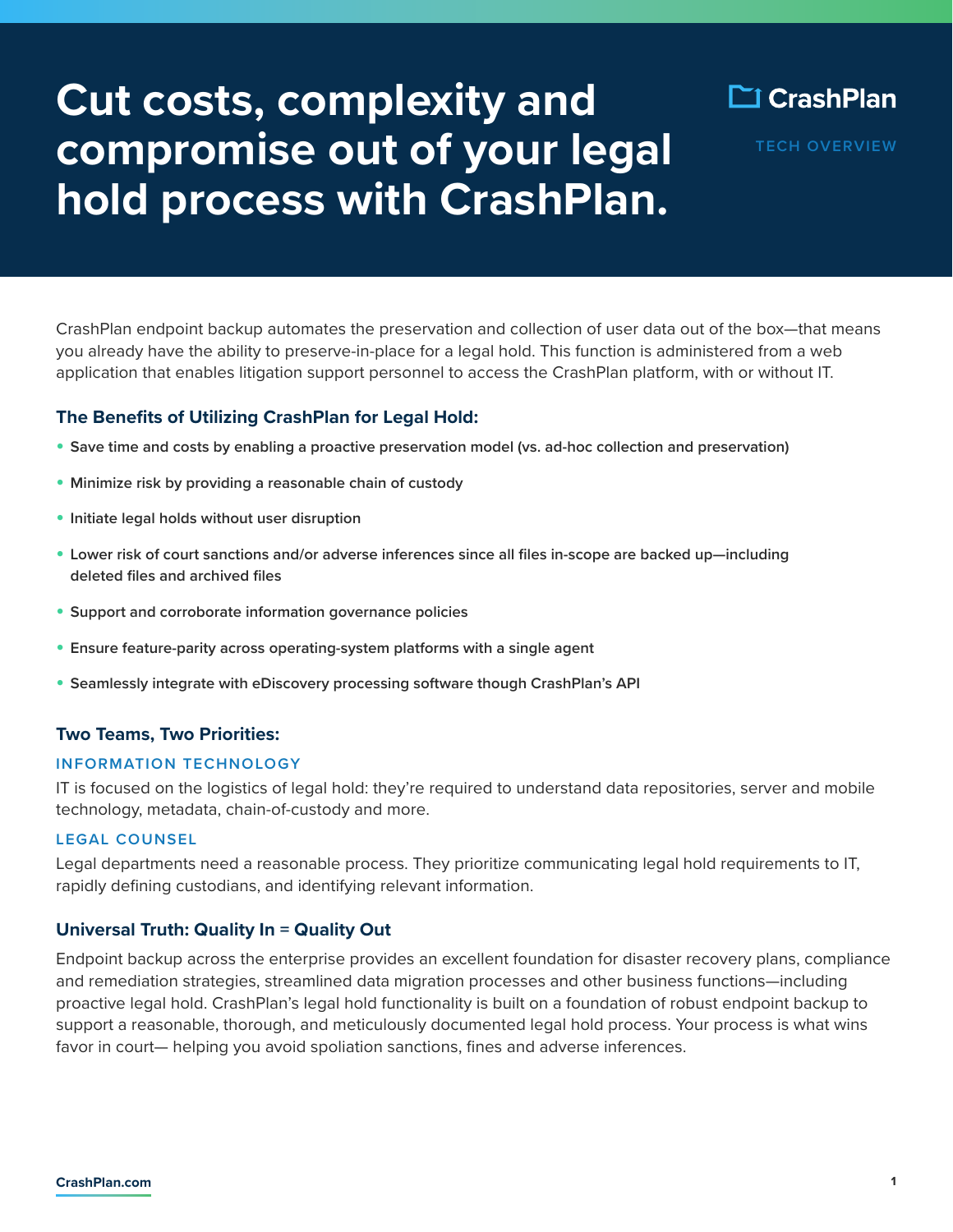# Cut costs, complexity and compromise out of your legal hold process with CrashPlan.

CrashPlan

TECH OVERVIEW

CrashPlan endpoint backup automates the preservation and collection of user data out of the box—that means you already have the ability to preserve-in-place for a legal hold. This function is administered from a web application that enables litigation support personnel to access the CrashPlan platform, with or without IT.

### The Benefits of Utilizing CrashPlan for Legal Hold:

- **Save time and costs by enabling a proactive preservation model (vs. ad-hoc collection and preservation)**
- **Minimize risk by providing a reasonable chain of custody**
- **Initiate legal holds without user disruption**
- **Lower risk of court sanctions and/or adverse inferences since all files in-scope are backed up—including deleted files and archived files**
- **Support and corroborate information governance policies**
- **Ensure feature-parity across operating-system platforms with a single agent**
- **Seamlessly integrate with eDiscovery processing software though CrashPlan's API**

### Two Teams, Two Priorities:

#### INFORMATION TECHNOLOGY

IT is focused on the logistics of legal hold: they're required to understand data repositories, server and mobile technology, metadata, chain-of-custody and more.

#### LEGAL COUNSEL

Legal departments need a reasonable process. They prioritize communicating legal hold requirements to IT, rapidly defining custodians, and identifying relevant information.

### Universal Truth: Quality In = Quality Out

Endpoint backup across the enterprise provides an excellent foundation for disaster recovery plans, compliance and remediation strategies, streamlined data migration processes and other business functions—including proactive legal hold. CrashPlan's legal hold functionality is built on a foundation of robust endpoint backup to support a reasonable, thorough, and meticulously documented legal hold process. Your process is what wins favor in court— helping you avoid spoliation sanctions, fines and adverse inferences.

CrashPlan.com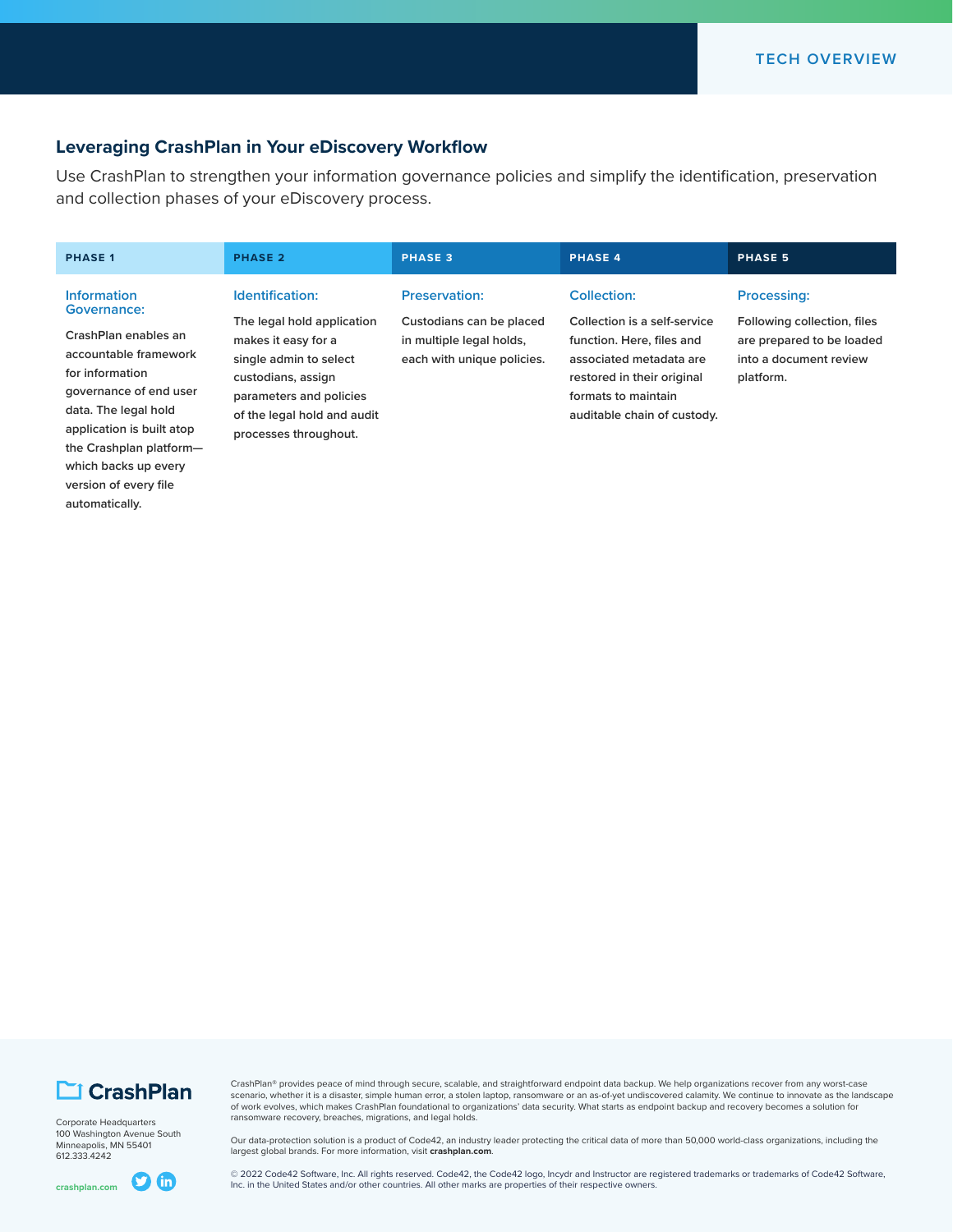TECH OVERVIEW

## Leveraging CrashPlan in Your eDiscovery Workflow

Use CrashPlan to strengthen your information governance policies and simplify the identification, preservation and collection phases of your eDiscovery process.

| PHASE 1 | PHASE 2 | PHASE 3 | PHASE 4 | PHASE 5 |
|---|---|---|---|---|
| **Information Governance:** CrashPlan enables an accountable framework for information governance of end user data. The legal hold application is built atop the Crashplan platform—which backs up every version of every file automatically. | **Identification:** The legal hold application makes it easy for a single admin to select custodians, assign parameters and policies of the legal hold and audit processes throughout. | **Preservation:** Custodians can be placed in multiple legal holds, each with unique policies. | **Collection:** Collection is a self-service function. Here, files and associated metadata are restored in their original formats to maintain auditable chain of custody. | **Processing:** Following collection, files are prepared to be loaded into a document review platform. |

CrashPlan

Corporate Headquarters
100 Washington Avenue South
Minneapolis, MN 55401
612.333.4242

crashplan.com

CrashPlan® provides peace of mind through secure, scalable, and straightforward endpoint data backup. We help organizations recover from any worst-case scenario, whether it is a disaster, simple human error, a stolen laptop, ransomware or an as-of-yet undiscovered calamity. We continue to innovate as the landscape of work evolves, which makes CrashPlan foundational to organizations' data security. What starts as endpoint backup and recovery becomes a solution for ransomware recovery, breaches, migrations, and legal holds.

Our data-protection solution is a product of Code42, an industry leader protecting the critical data of more than 50,000 world-class organizations, including the largest global brands. For more information, visit **crashplan.com**.

© 2022 Code42 Software, Inc. All rights reserved. Code42, the Code42 logo, Incydr and Instructor are registered trademarks or trademarks of Code42 Software, Inc. in the United States and/or other countries. All other marks are properties of their respective owners.